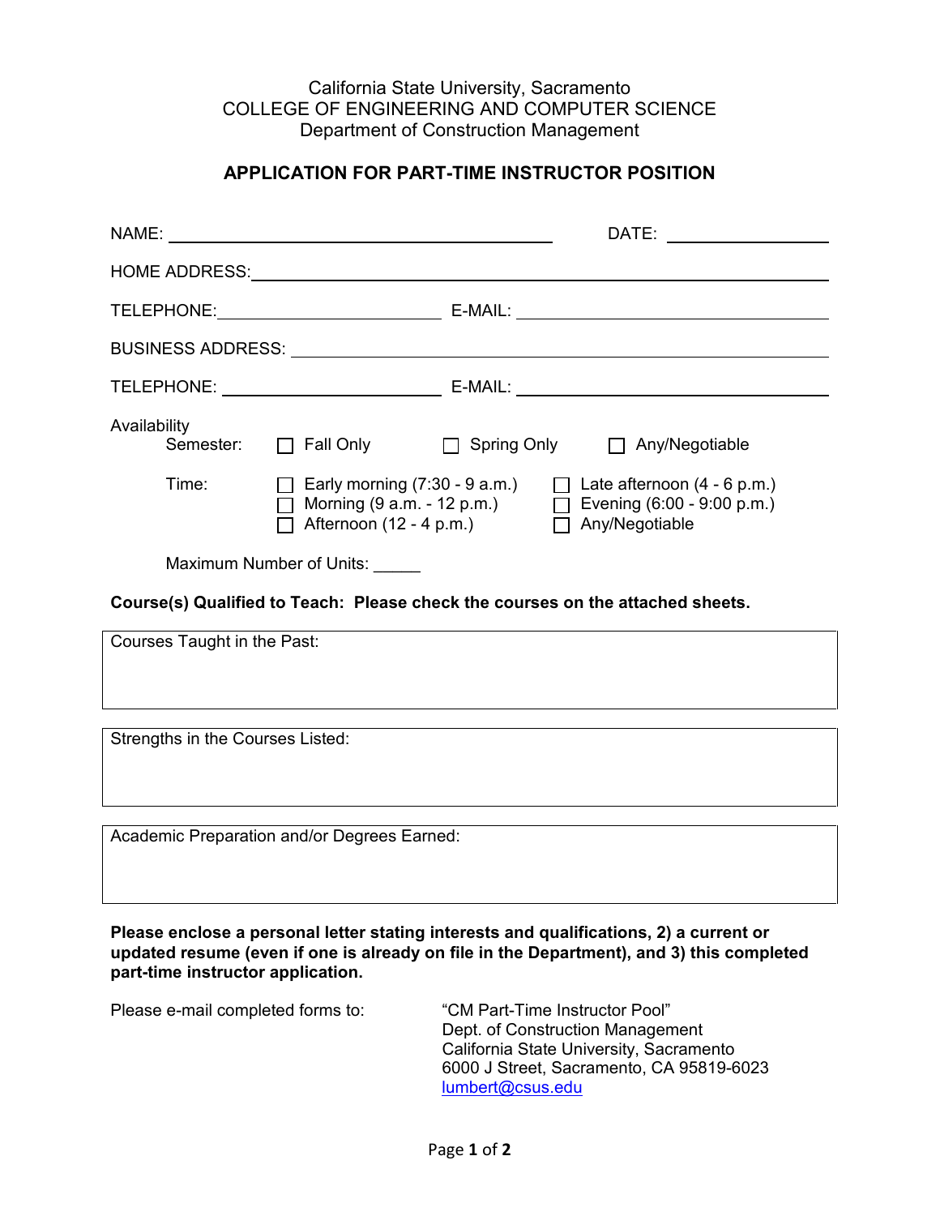California State University, Sacramento
COLLEGE OF ENGINEERING AND COMPUTER SCIENCE
Department of Construction Management

## APPLICATION FOR PART-TIME INSTRUCTOR POSITION

NAME: ______________________________ DATE: ______________

HOME ADDRESS: ______________________________

TELEPHONE: ______________ E-MAIL: ______________

BUSINESS ADDRESS: ______________________________

TELEPHONE: ______________ E-MAIL: ______________

Availability

Semester: ☐ Fall Only ☐ Spring Only ☐ Any/Negotiable

Time:
- ☐ Early morning (7:30 - 9 a.m.)
- ☐ Morning (9 a.m. - 12 p.m.)
- ☐ Afternoon (12 - 4 p.m.)
- ☐ Late afternoon (4 - 6 p.m.)
- ☐ Evening (6:00 - 9:00 p.m.)
- ☐ Any/Negotiable

Maximum Number of Units: _____

**Course(s) Qualified to Teach: Please check the courses on the attached sheets.**

Courses Taught in the Past:

Strengths in the Courses Listed:

Academic Preparation and/or Degrees Earned:

**Please enclose a personal letter stating interests and qualifications, 2) a current or updated resume (even if one is already on file in the Department), and 3) this completed part-time instructor application.**

Please e-mail completed forms to:

"CM Part-Time Instructor Pool"
Dept. of Construction Management
California State University, Sacramento
6000 J Street, Sacramento, CA 95819-6023
lumbert@csus.edu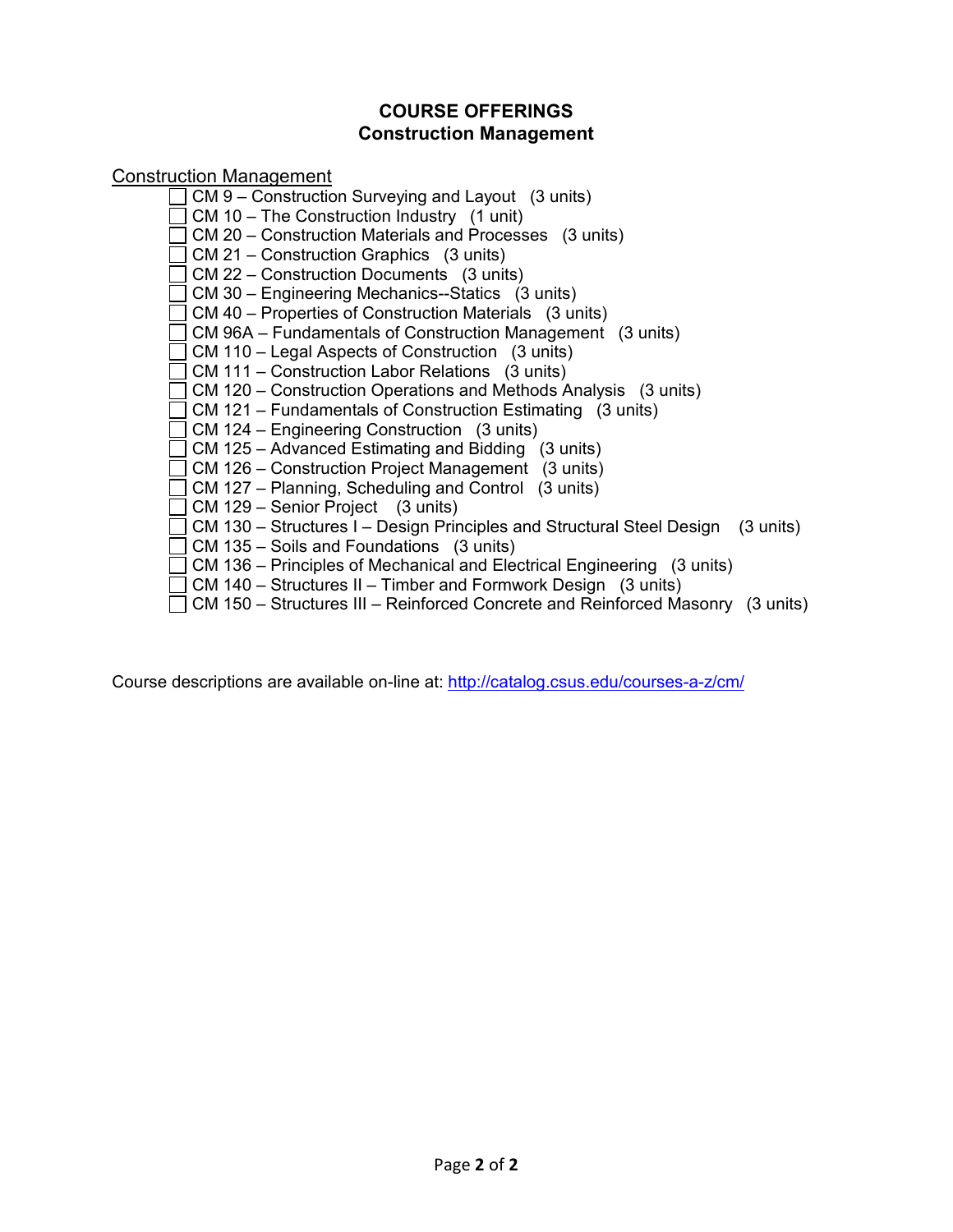# COURSE OFFERINGS
## Construction Management

Construction Management

- [ ] CM 9 – Construction Surveying and Layout (3 units)
- [ ] CM 10 – The Construction Industry (1 unit)
- [ ] CM 20 – Construction Materials and Processes (3 units)
- [ ] CM 21 – Construction Graphics (3 units)
- [ ] CM 22 – Construction Documents (3 units)
- [ ] CM 30 – Engineering Mechanics--Statics (3 units)
- [ ] CM 40 – Properties of Construction Materials (3 units)
- [ ] CM 96A – Fundamentals of Construction Management (3 units)
- [ ] CM 110 – Legal Aspects of Construction (3 units)
- [ ] CM 111 – Construction Labor Relations (3 units)
- [ ] CM 120 – Construction Operations and Methods Analysis (3 units)
- [ ] CM 121 – Fundamentals of Construction Estimating (3 units)
- [ ] CM 124 – Engineering Construction (3 units)
- [ ] CM 125 – Advanced Estimating and Bidding (3 units)
- [ ] CM 126 – Construction Project Management (3 units)
- [ ] CM 127 – Planning, Scheduling and Control (3 units)
- [ ] CM 129 – Senior Project (3 units)
- [ ] CM 130 – Structures I – Design Principles and Structural Steel Design (3 units)
- [ ] CM 135 – Soils and Foundations (3 units)
- [ ] CM 136 – Principles of Mechanical and Electrical Engineering (3 units)
- [ ] CM 140 – Structures II – Timber and Formwork Design (3 units)
- [ ] CM 150 – Structures III – Reinforced Concrete and Reinforced Masonry (3 units)

Course descriptions are available on-line at: http://catalog.csus.edu/courses-a-z/cm/